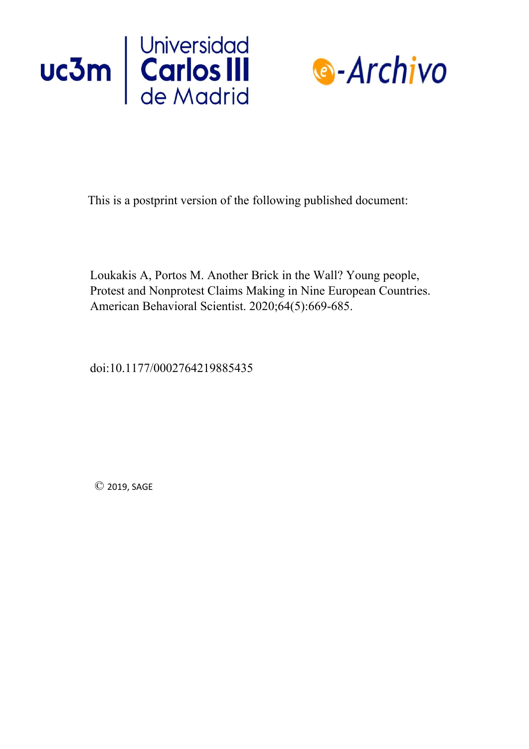This is a postprint version of the following published document:

Loukakis A, Portos M. Another Brick in the Wall? Young people, Protest and Nonprotest Claims Making in Nine European Countries. American Behavioral Scientist. 2020;64(5):669-685.

doi:10.1177/0002764219885435

© 2019, SAGE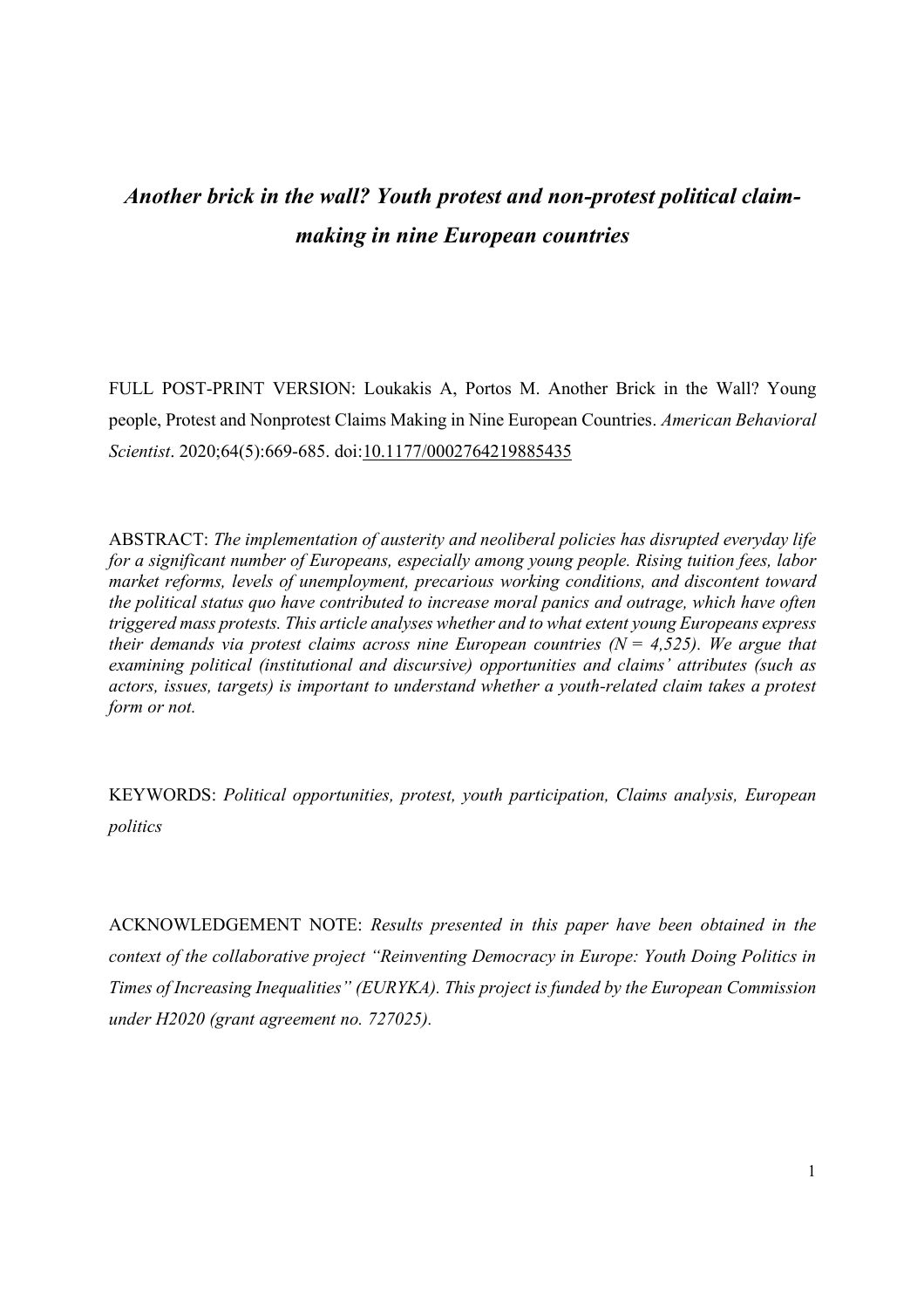# *Another brick in the wall? Youth protest and non-protest political claim-making in nine European countries*

FULL POST-PRINT VERSION: Loukakis A, Portos M. Another Brick in the Wall? Young people, Protest and Nonprotest Claims Making in Nine European Countries. *American Behavioral Scientist*. 2020;64(5):669-685. doi:10.1177/0002764219885435

ABSTRACT: *The implementation of austerity and neoliberal policies has disrupted everyday life for a significant number of Europeans, especially among young people. Rising tuition fees, labor market reforms, levels of unemployment, precarious working conditions, and discontent toward the political status quo have contributed to increase moral panics and outrage, which have often triggered mass protests. This article analyses whether and to what extent young Europeans express their demands via protest claims across nine European countries (N = 4,525). We argue that examining political (institutional and discursive) opportunities and claims' attributes (such as actors, issues, targets) is important to understand whether a youth-related claim takes a protest form or not.*

KEYWORDS: *Political opportunities, protest, youth participation, Claims analysis, European politics*

ACKNOWLEDGEMENT NOTE: *Results presented in this paper have been obtained in the context of the collaborative project "Reinventing Democracy in Europe: Youth Doing Politics in Times of Increasing Inequalities" (EURYKA). This project is funded by the European Commission under H2020 (grant agreement no. 727025).*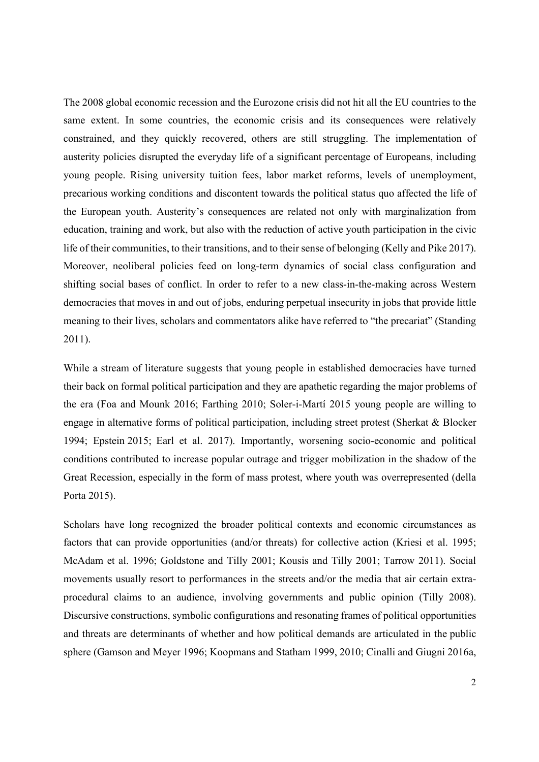The 2008 global economic recession and the Eurozone crisis did not hit all the EU countries to the same extent. In some countries, the economic crisis and its consequences were relatively constrained, and they quickly recovered, others are still struggling. The implementation of austerity policies disrupted the everyday life of a significant percentage of Europeans, including young people. Rising university tuition fees, labor market reforms, levels of unemployment, precarious working conditions and discontent towards the political status quo affected the life of the European youth. Austerity's consequences are related not only with marginalization from education, training and work, but also with the reduction of active youth participation in the civic life of their communities, to their transitions, and to their sense of belonging (Kelly and Pike 2017). Moreover, neoliberal policies feed on long-term dynamics of social class configuration and shifting social bases of conflict. In order to refer to a new class-in-the-making across Western democracies that moves in and out of jobs, enduring perpetual insecurity in jobs that provide little meaning to their lives, scholars and commentators alike have referred to "the precariat" (Standing 2011).

While a stream of literature suggests that young people in established democracies have turned their back on formal political participation and they are apathetic regarding the major problems of the era (Foa and Mounk 2016; Farthing 2010; Soler-i-Martí 2015 young people are willing to engage in alternative forms of political participation, including street protest (Sherkat & Blocker 1994; Epstein 2015; Earl et al. 2017). Importantly, worsening socio-economic and political conditions contributed to increase popular outrage and trigger mobilization in the shadow of the Great Recession, especially in the form of mass protest, where youth was overrepresented (della Porta 2015).

Scholars have long recognized the broader political contexts and economic circumstances as factors that can provide opportunities (and/or threats) for collective action (Kriesi et al. 1995; McAdam et al. 1996; Goldstone and Tilly 2001; Kousis and Tilly 2001; Tarrow 2011). Social movements usually resort to performances in the streets and/or the media that air certain extra-procedural claims to an audience, involving governments and public opinion (Tilly 2008). Discursive constructions, symbolic configurations and resonating frames of political opportunities and threats are determinants of whether and how political demands are articulated in the public sphere (Gamson and Meyer 1996; Koopmans and Statham 1999, 2010; Cinalli and Giugni 2016a,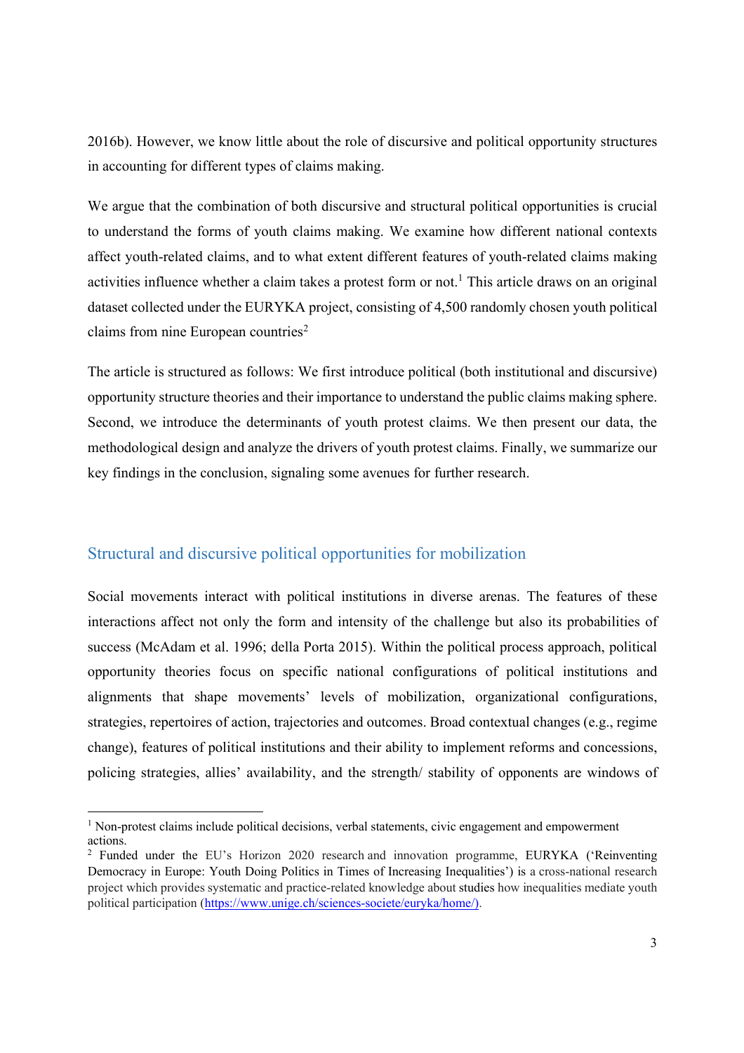2016b). However, we know little about the role of discursive and political opportunity structures in accounting for different types of claims making.

We argue that the combination of both discursive and structural political opportunities is crucial to understand the forms of youth claims making. We examine how different national contexts affect youth-related claims, and to what extent different features of youth-related claims making activities influence whether a claim takes a protest form or not.[1] This article draws on an original dataset collected under the EURYKA project, consisting of 4,500 randomly chosen youth political claims from nine European countries[2]

The article is structured as follows: We first introduce political (both institutional and discursive) opportunity structure theories and their importance to understand the public claims making sphere. Second, we introduce the determinants of youth protest claims. We then present our data, the methodological design and analyze the drivers of youth protest claims. Finally, we summarize our key findings in the conclusion, signaling some avenues for further research.

## Structural and discursive political opportunities for mobilization

Social movements interact with political institutions in diverse arenas. The features of these interactions affect not only the form and intensity of the challenge but also its probabilities of success (McAdam et al. 1996; della Porta 2015). Within the political process approach, political opportunity theories focus on specific national configurations of political institutions and alignments that shape movements' levels of mobilization, organizational configurations, strategies, repertoires of action, trajectories and outcomes. Broad contextual changes (e.g., regime change), features of political institutions and their ability to implement reforms and concessions, policing strategies, allies' availability, and the strength/ stability of opponents are windows of

---

[1] Non-protest claims include political decisions, verbal statements, civic engagement and empowerment actions.

[2] Funded under the EU's Horizon 2020 research and innovation programme, EURYKA ('Reinventing Democracy in Europe: Youth Doing Politics in Times of Increasing Inequalities') is a cross-national research project which provides systematic and practice-related knowledge about studies how inequalities mediate youth political participation (https://www.unige.ch/sciences-societe/euryka/home/).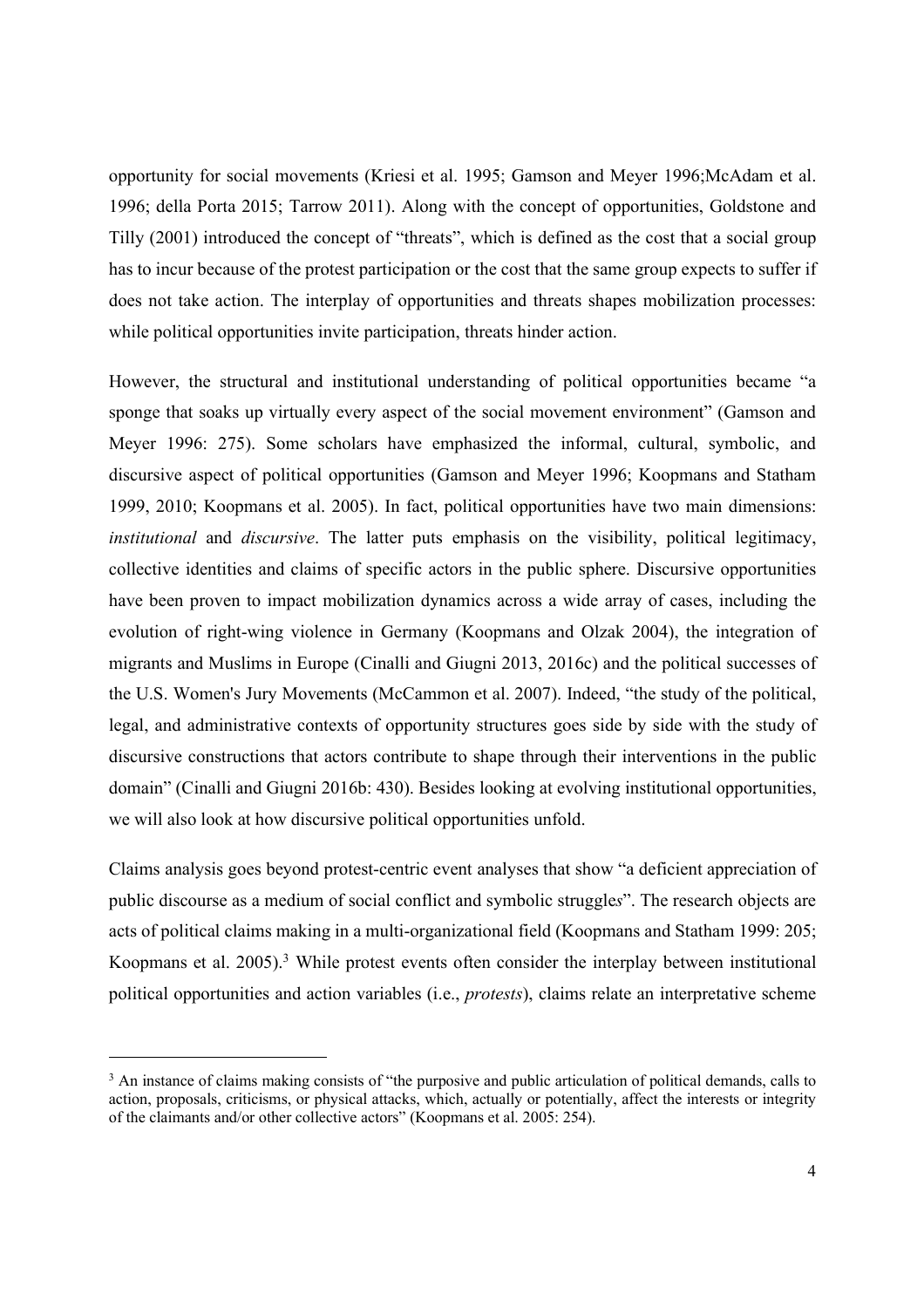opportunity for social movements (Kriesi et al. 1995; Gamson and Meyer 1996;McAdam et al. 1996; della Porta 2015; Tarrow 2011). Along with the concept of opportunities, Goldstone and Tilly (2001) introduced the concept of "threats", which is defined as the cost that a social group has to incur because of the protest participation or the cost that the same group expects to suffer if does not take action. The interplay of opportunities and threats shapes mobilization processes: while political opportunities invite participation, threats hinder action.

However, the structural and institutional understanding of political opportunities became "a sponge that soaks up virtually every aspect of the social movement environment" (Gamson and Meyer 1996: 275). Some scholars have emphasized the informal, cultural, symbolic, and discursive aspect of political opportunities (Gamson and Meyer 1996; Koopmans and Statham 1999, 2010; Koopmans et al. 2005). In fact, political opportunities have two main dimensions: *institutional* and *discursive*. The latter puts emphasis on the visibility, political legitimacy, collective identities and claims of specific actors in the public sphere. Discursive opportunities have been proven to impact mobilization dynamics across a wide array of cases, including the evolution of right-wing violence in Germany (Koopmans and Olzak 2004), the integration of migrants and Muslims in Europe (Cinalli and Giugni 2013, 2016c) and the political successes of the U.S. Women's Jury Movements (McCammon et al. 2007). Indeed, "the study of the political, legal, and administrative contexts of opportunity structures goes side by side with the study of discursive constructions that actors contribute to shape through their interventions in the public domain" (Cinalli and Giugni 2016b: 430). Besides looking at evolving institutional opportunities, we will also look at how discursive political opportunities unfold.

Claims analysis goes beyond protest-centric event analyses that show "a deficient appreciation of public discourse as a medium of social conflict and symbolic struggle*s*". The research objects are acts of political claims making in a multi-organizational field (Koopmans and Statham 1999: 205; Koopmans et al. 2005).[3] While protest events often consider the interplay between institutional political opportunities and action variables (i.e., *protests*), claims relate an interpretative scheme

[3] An instance of claims making consists of "the purposive and public articulation of political demands, calls to action, proposals, criticisms, or physical attacks, which, actually or potentially, affect the interests or integrity of the claimants and/or other collective actors" (Koopmans et al. 2005: 254).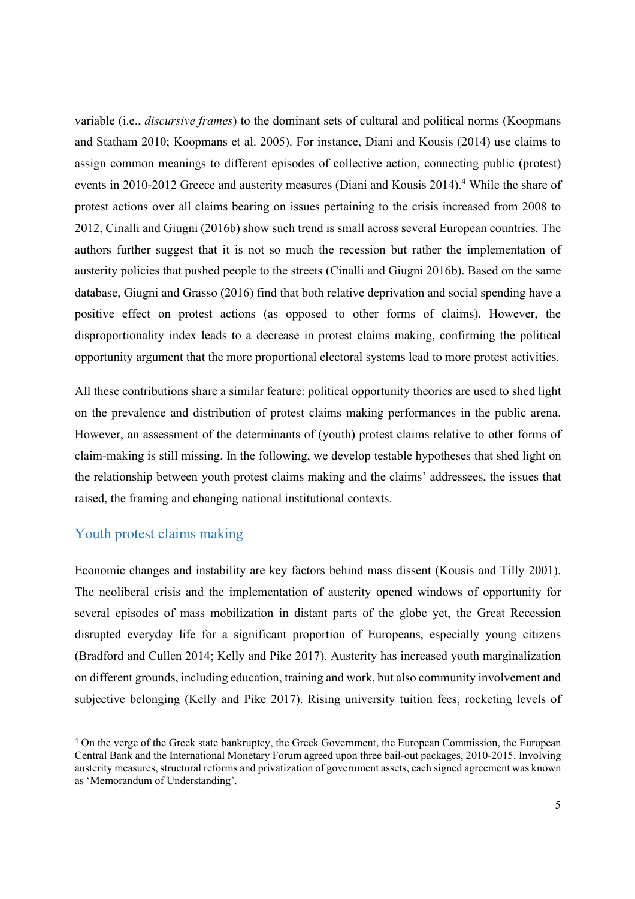variable (i.e., *discursive frames*) to the dominant sets of cultural and political norms (Koopmans and Statham 2010; Koopmans et al. 2005). For instance, Diani and Kousis (2014) use claims to assign common meanings to different episodes of collective action, connecting public (protest) events in 2010-2012 Greece and austerity measures (Diani and Kousis 2014).[4] While the share of protest actions over all claims bearing on issues pertaining to the crisis increased from 2008 to 2012, Cinalli and Giugni (2016b) show such trend is small across several European countries. The authors further suggest that it is not so much the recession but rather the implementation of austerity policies that pushed people to the streets (Cinalli and Giugni 2016b). Based on the same database, Giugni and Grasso (2016) find that both relative deprivation and social spending have a positive effect on protest actions (as opposed to other forms of claims). However, the disproportionality index leads to a decrease in protest claims making, confirming the political opportunity argument that the more proportional electoral systems lead to more protest activities.

All these contributions share a similar feature: political opportunity theories are used to shed light on the prevalence and distribution of protest claims making performances in the public arena. However, an assessment of the determinants of (youth) protest claims relative to other forms of claim-making is still missing. In the following, we develop testable hypotheses that shed light on the relationship between youth protest claims making and the claims' addressees, the issues that raised, the framing and changing national institutional contexts.

## Youth protest claims making

Economic changes and instability are key factors behind mass dissent (Kousis and Tilly 2001). The neoliberal crisis and the implementation of austerity opened windows of opportunity for several episodes of mass mobilization in distant parts of the globe yet, the Great Recession disrupted everyday life for a significant proportion of Europeans, especially young citizens (Bradford and Cullen 2014; Kelly and Pike 2017). Austerity has increased youth marginalization on different grounds, including education, training and work, but also community involvement and subjective belonging (Kelly and Pike 2017). Rising university tuition fees, rocketing levels of

[4] On the verge of the Greek state bankruptcy, the Greek Government, the European Commission, the European Central Bank and the International Monetary Forum agreed upon three bail-out packages, 2010-2015. Involving austerity measures, structural reforms and privatization of government assets, each signed agreement was known as 'Memorandum of Understanding'.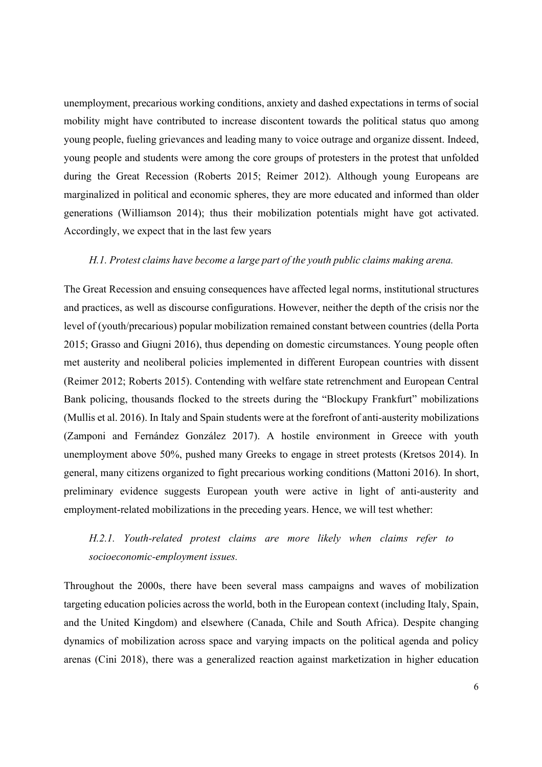unemployment, precarious working conditions, anxiety and dashed expectations in terms of social mobility might have contributed to increase discontent towards the political status quo among young people, fueling grievances and leading many to voice outrage and organize dissent. Indeed, young people and students were among the core groups of protesters in the protest that unfolded during the Great Recession (Roberts 2015; Reimer 2012). Although young Europeans are marginalized in political and economic spheres, they are more educated and informed than older generations (Williamson 2014); thus their mobilization potentials might have got activated. Accordingly, we expect that in the last few years

*H.1. Protest claims have become a large part of the youth public claims making arena.*

The Great Recession and ensuing consequences have affected legal norms, institutional structures and practices, as well as discourse configurations. However, neither the depth of the crisis nor the level of (youth/precarious) popular mobilization remained constant between countries (della Porta 2015; Grasso and Giugni 2016), thus depending on domestic circumstances. Young people often met austerity and neoliberal policies implemented in different European countries with dissent (Reimer 2012; Roberts 2015). Contending with welfare state retrenchment and European Central Bank policing, thousands flocked to the streets during the "Blockupy Frankfurt" mobilizations (Mullis et al. 2016). In Italy and Spain students were at the forefront of anti-austerity mobilizations (Zamponi and Fernández González 2017). A hostile environment in Greece with youth unemployment above 50%, pushed many Greeks to engage in street protests (Kretsos 2014). In general, many citizens organized to fight precarious working conditions (Mattoni 2016). In short, preliminary evidence suggests European youth were active in light of anti-austerity and employment-related mobilizations in the preceding years. Hence, we will test whether:

*H.2.1. Youth-related protest claims are more likely when claims refer to socioeconomic-employment issues.*

Throughout the 2000s, there have been several mass campaigns and waves of mobilization targeting education policies across the world, both in the European context (including Italy, Spain, and the United Kingdom) and elsewhere (Canada, Chile and South Africa). Despite changing dynamics of mobilization across space and varying impacts on the political agenda and policy arenas (Cini 2018), there was a generalized reaction against marketization in higher education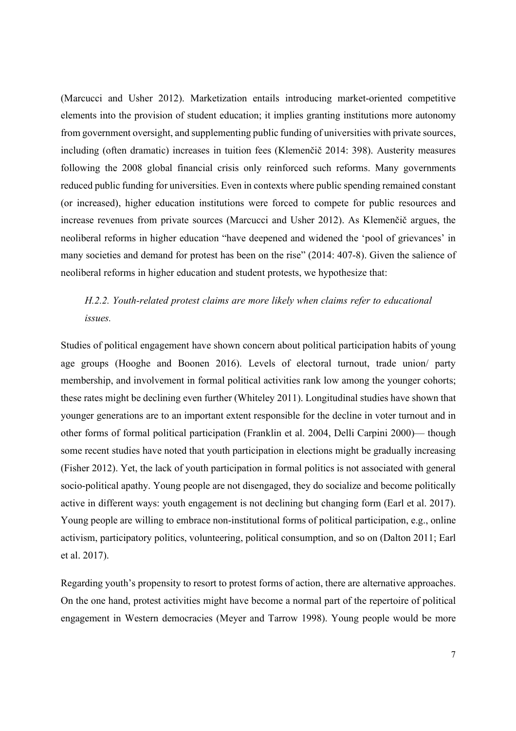(Marcucci and Usher 2012). Marketization entails introducing market-oriented competitive elements into the provision of student education; it implies granting institutions more autonomy from government oversight, and supplementing public funding of universities with private sources, including (often dramatic) increases in tuition fees (Klemenčič 2014: 398). Austerity measures following the 2008 global financial crisis only reinforced such reforms. Many governments reduced public funding for universities. Even in contexts where public spending remained constant (or increased), higher education institutions were forced to compete for public resources and increase revenues from private sources (Marcucci and Usher 2012). As Klemenčič argues, the neoliberal reforms in higher education "have deepened and widened the 'pool of grievances' in many societies and demand for protest has been on the rise" (2014: 407-8). Given the salience of neoliberal reforms in higher education and student protests, we hypothesize that:

*H.2.2. Youth-related protest claims are more likely when claims refer to educational issues.*

Studies of political engagement have shown concern about political participation habits of young age groups (Hooghe and Boonen 2016). Levels of electoral turnout, trade union/ party membership, and involvement in formal political activities rank low among the younger cohorts; these rates might be declining even further (Whiteley 2011). Longitudinal studies have shown that younger generations are to an important extent responsible for the decline in voter turnout and in other forms of formal political participation (Franklin et al. 2004, Delli Carpini 2000)— though some recent studies have noted that youth participation in elections might be gradually increasing (Fisher 2012). Yet, the lack of youth participation in formal politics is not associated with general socio-political apathy. Young people are not disengaged, they do socialize and become politically active in different ways: youth engagement is not declining but changing form (Earl et al. 2017). Young people are willing to embrace non-institutional forms of political participation, e.g., online activism, participatory politics, volunteering, political consumption, and so on (Dalton 2011; Earl et al. 2017).

Regarding youth's propensity to resort to protest forms of action, there are alternative approaches. On the one hand, protest activities might have become a normal part of the repertoire of political engagement in Western democracies (Meyer and Tarrow 1998). Young people would be more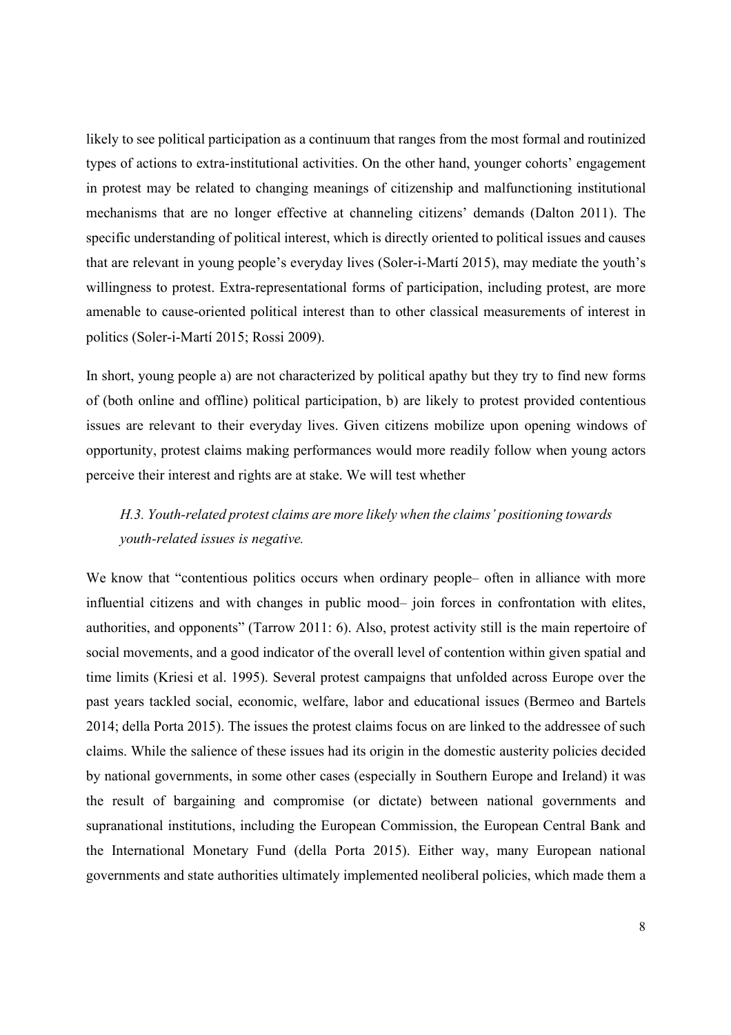likely to see political participation as a continuum that ranges from the most formal and routinized types of actions to extra-institutional activities. On the other hand, younger cohorts' engagement in protest may be related to changing meanings of citizenship and malfunctioning institutional mechanisms that are no longer effective at channeling citizens' demands (Dalton 2011). The specific understanding of political interest, which is directly oriented to political issues and causes that are relevant in young people's everyday lives (Soler-i-Martí 2015), may mediate the youth's willingness to protest. Extra-representational forms of participation, including protest, are more amenable to cause-oriented political interest than to other classical measurements of interest in politics (Soler-i-Martí 2015; Rossi 2009).

In short, young people a) are not characterized by political apathy but they try to find new forms of (both online and offline) political participation, b) are likely to protest provided contentious issues are relevant to their everyday lives. Given citizens mobilize upon opening windows of opportunity, protest claims making performances would more readily follow when young actors perceive their interest and rights are at stake. We will test whether

> *H.3. Youth-related protest claims are more likely when the claims' positioning towards youth-related issues is negative.*

We know that "contentious politics occurs when ordinary people– often in alliance with more influential citizens and with changes in public mood– join forces in confrontation with elites, authorities, and opponents" (Tarrow 2011: 6). Also, protest activity still is the main repertoire of social movements, and a good indicator of the overall level of contention within given spatial and time limits (Kriesi et al. 1995). Several protest campaigns that unfolded across Europe over the past years tackled social, economic, welfare, labor and educational issues (Bermeo and Bartels 2014; della Porta 2015). The issues the protest claims focus on are linked to the addressee of such claims. While the salience of these issues had its origin in the domestic austerity policies decided by national governments, in some other cases (especially in Southern Europe and Ireland) it was the result of bargaining and compromise (or dictate) between national governments and supranational institutions, including the European Commission, the European Central Bank and the International Monetary Fund (della Porta 2015). Either way, many European national governments and state authorities ultimately implemented neoliberal policies, which made them a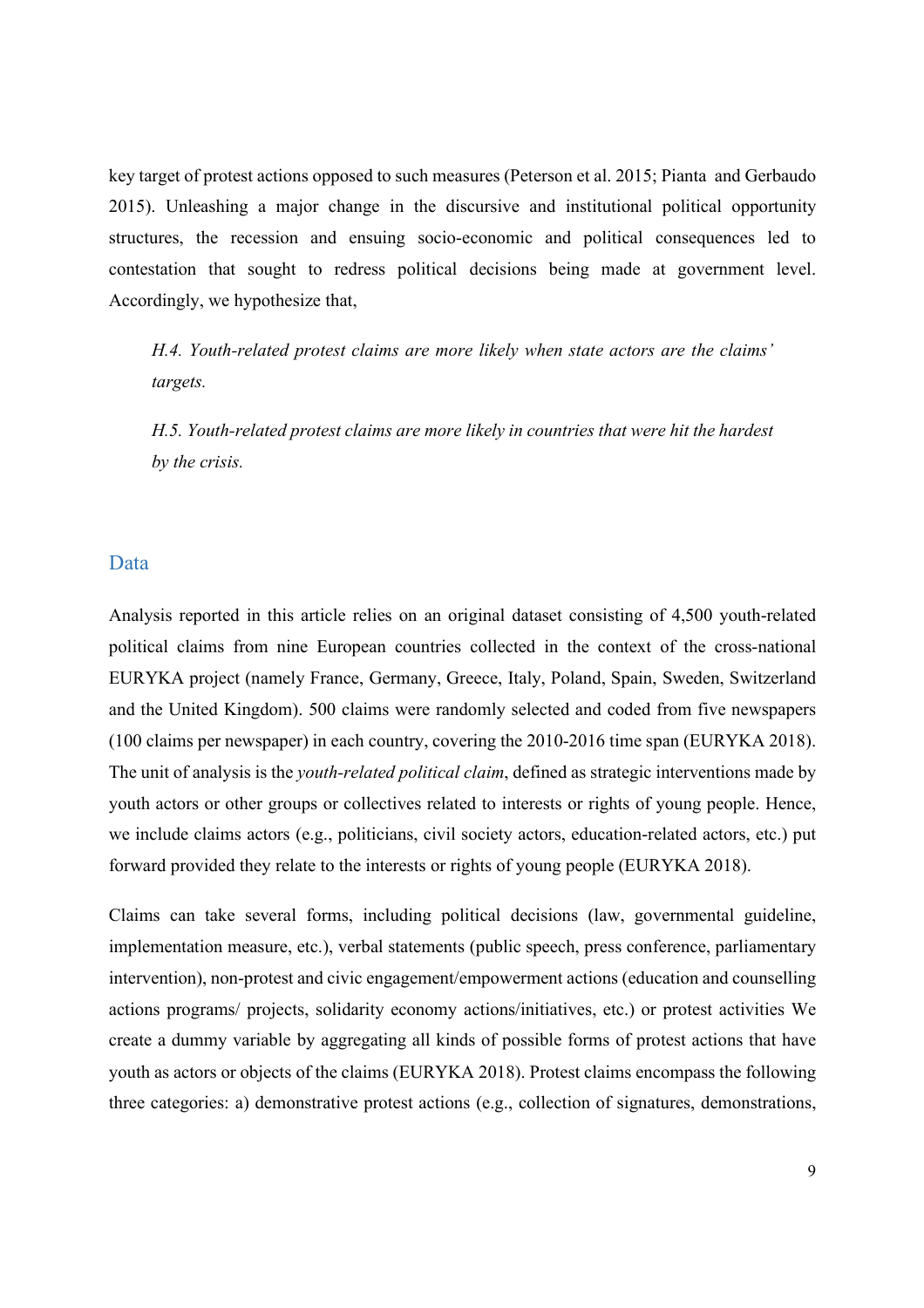key target of protest actions opposed to such measures (Peterson et al. 2015; Pianta and Gerbaudo 2015). Unleashing a major change in the discursive and institutional political opportunity structures, the recession and ensuing socio-economic and political consequences led to contestation that sought to redress political decisions being made at government level. Accordingly, we hypothesize that,

> *H.4. Youth-related protest claims are more likely when state actors are the claims' targets.*
>
> *H.5. Youth-related protest claims are more likely in countries that were hit the hardest by the crisis.*

## Data

Analysis reported in this article relies on an original dataset consisting of 4,500 youth-related political claims from nine European countries collected in the context of the cross-national EURYKA project (namely France, Germany, Greece, Italy, Poland, Spain, Sweden, Switzerland and the United Kingdom). 500 claims were randomly selected and coded from five newspapers (100 claims per newspaper) in each country, covering the 2010-2016 time span (EURYKA 2018). The unit of analysis is the *youth-related political claim*, defined as strategic interventions made by youth actors or other groups or collectives related to interests or rights of young people. Hence, we include claims actors (e.g., politicians, civil society actors, education-related actors, etc.) put forward provided they relate to the interests or rights of young people (EURYKA 2018).

Claims can take several forms, including political decisions (law, governmental guideline, implementation measure, etc.), verbal statements (public speech, press conference, parliamentary intervention), non-protest and civic engagement/empowerment actions (education and counselling actions programs/ projects, solidarity economy actions/initiatives, etc.) or protest activities We create a dummy variable by aggregating all kinds of possible forms of protest actions that have youth as actors or objects of the claims (EURYKA 2018). Protest claims encompass the following three categories: a) demonstrative protest actions (e.g., collection of signatures, demonstrations,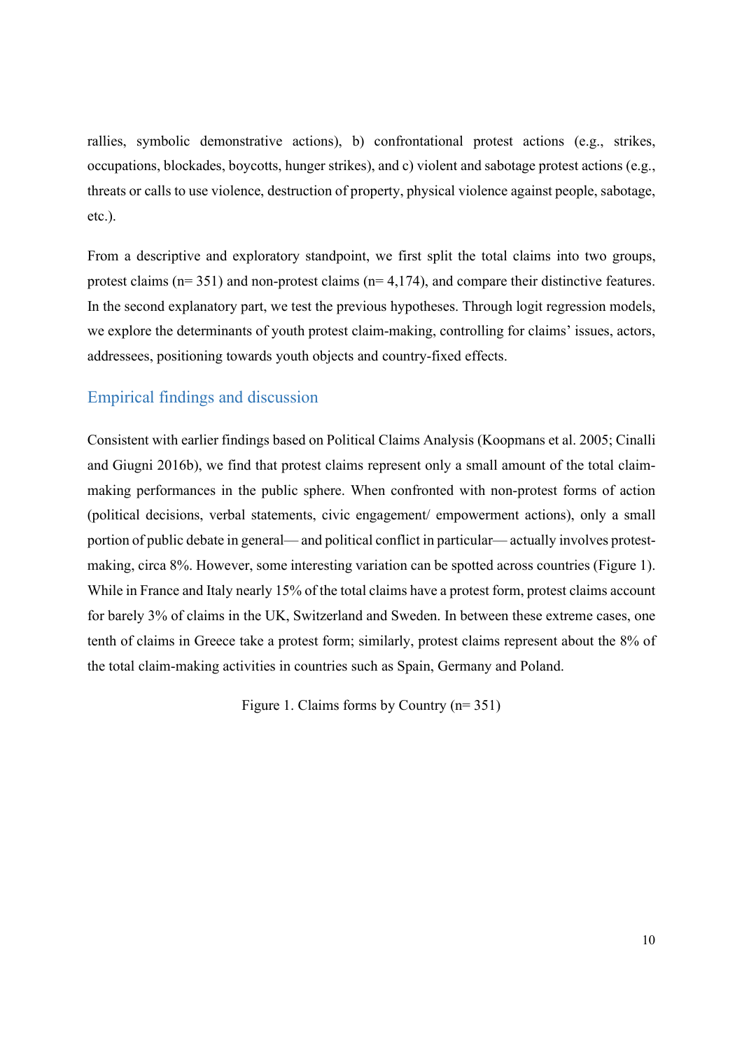rallies, symbolic demonstrative actions), b) confrontational protest actions (e.g., strikes, occupations, blockades, boycotts, hunger strikes), and c) violent and sabotage protest actions (e.g., threats or calls to use violence, destruction of property, physical violence against people, sabotage, etc.).

From a descriptive and exploratory standpoint, we first split the total claims into two groups, protest claims (n= 351) and non-protest claims (n= 4,174), and compare their distinctive features. In the second explanatory part, we test the previous hypotheses. Through logit regression models, we explore the determinants of youth protest claim-making, controlling for claims' issues, actors, addressees, positioning towards youth objects and country-fixed effects.

## Empirical findings and discussion

Consistent with earlier findings based on Political Claims Analysis (Koopmans et al. 2005; Cinalli and Giugni 2016b), we find that protest claims represent only a small amount of the total claim-making performances in the public sphere. When confronted with non-protest forms of action (political decisions, verbal statements, civic engagement/ empowerment actions), only a small portion of public debate in general— and political conflict in particular— actually involves protest-making, circa 8%. However, some interesting variation can be spotted across countries (Figure 1). While in France and Italy nearly 15% of the total claims have a protest form, protest claims account for barely 3% of claims in the UK, Switzerland and Sweden. In between these extreme cases, one tenth of claims in Greece take a protest form; similarly, protest claims represent about the 8% of the total claim-making activities in countries such as Spain, Germany and Poland.

Figure 1. Claims forms by Country (n= 351)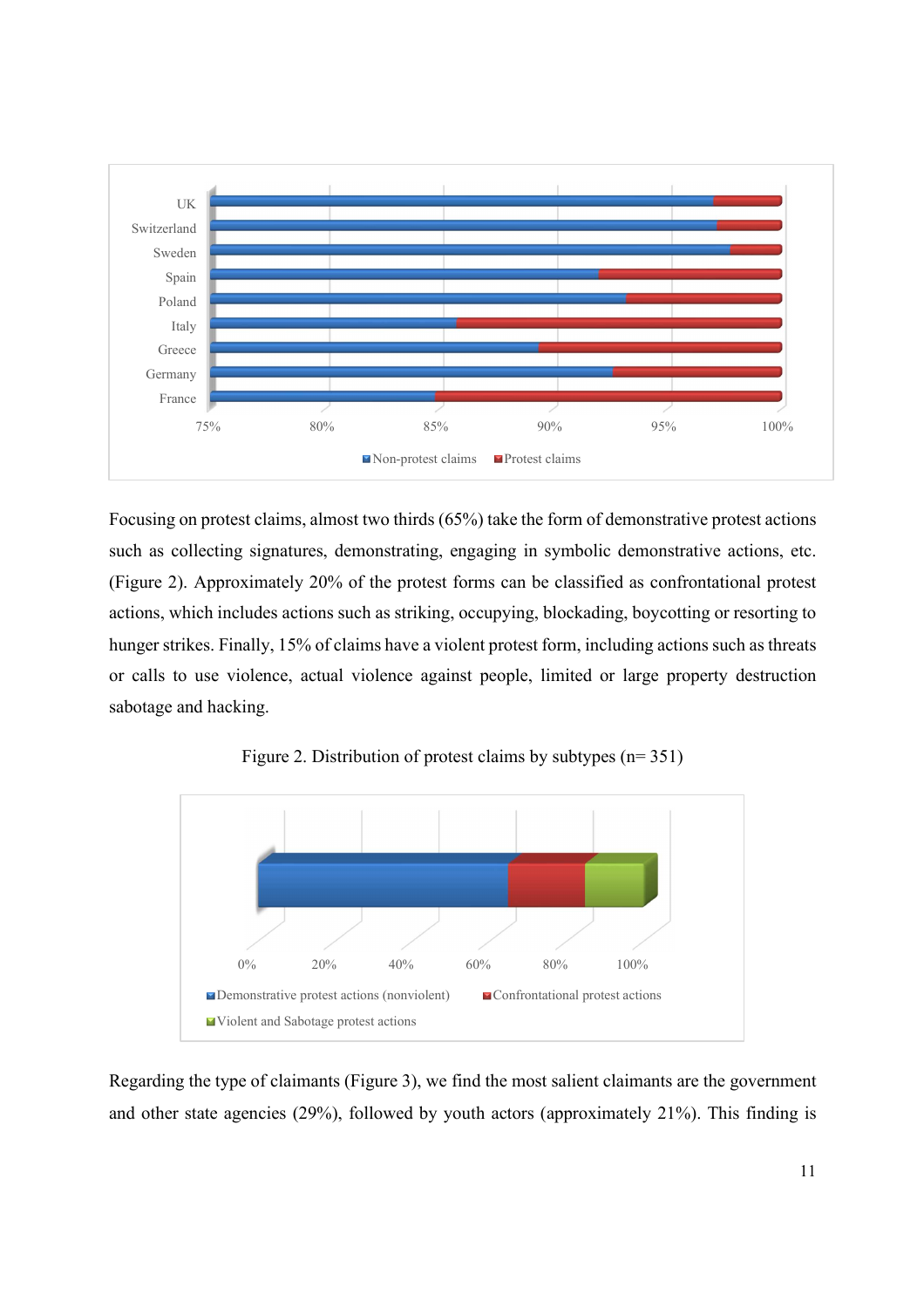Focusing on protest claims, almost two thirds (65%) take the form of demonstrative protest actions such as collecting signatures, demonstrating, engaging in symbolic demonstrative actions, etc. (Figure 2). Approximately 20% of the protest forms can be classified as confrontational protest actions, which includes actions such as striking, occupying, blockading, boycotting or resorting to hunger strikes. Finally, 15% of claims have a violent protest form, including actions such as threats or calls to use violence, actual violence against people, limited or large property destruction sabotage and hacking.

Figure 2. Distribution of protest claims by subtypes (n= 351)

Regarding the type of claimants (Figure 3), we find the most salient claimants are the government and other state agencies (29%), followed by youth actors (approximately 21%). This finding is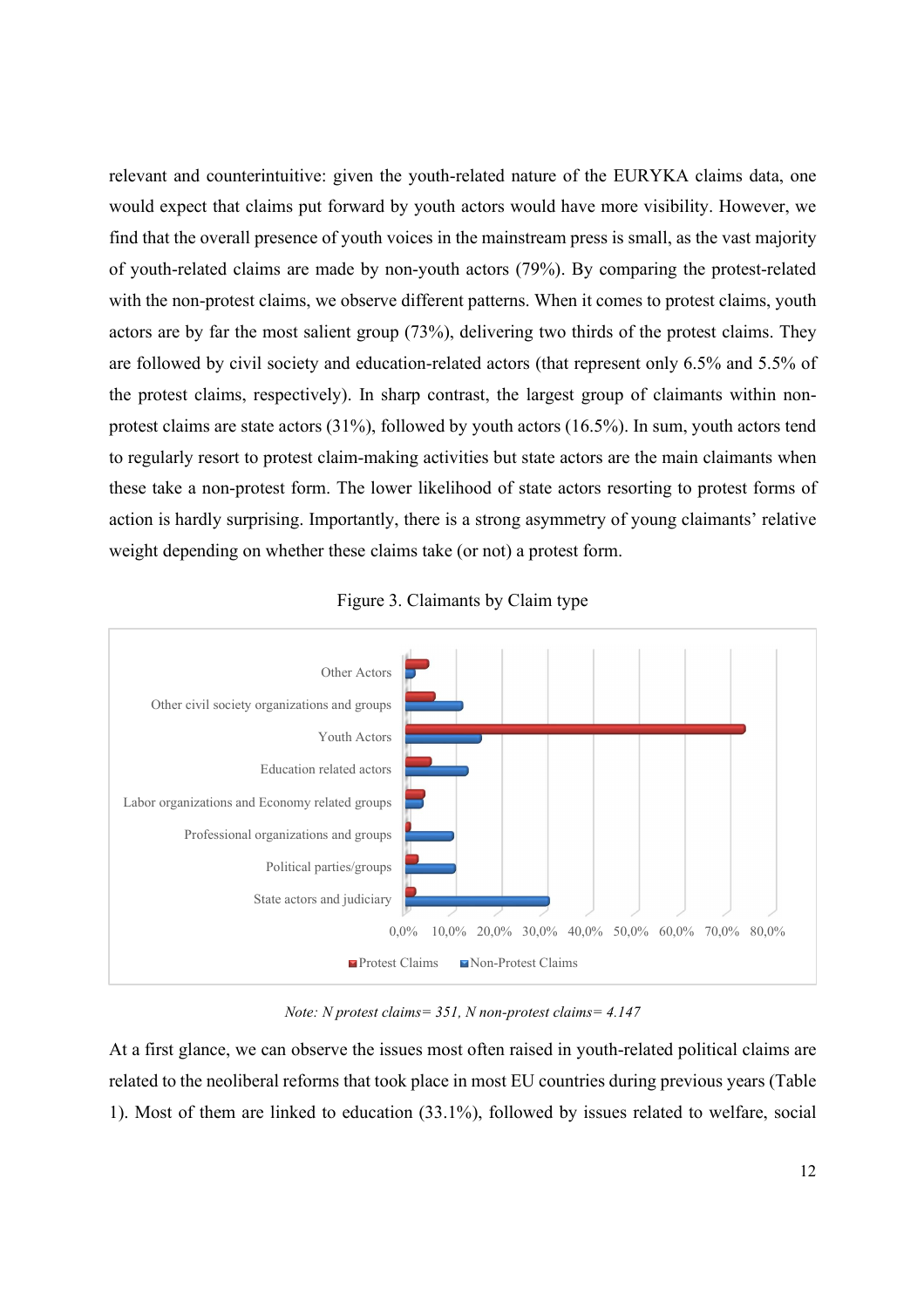relevant and counterintuitive: given the youth-related nature of the EURYKA claims data, one would expect that claims put forward by youth actors would have more visibility. However, we find that the overall presence of youth voices in the mainstream press is small, as the vast majority of youth-related claims are made by non-youth actors (79%). By comparing the protest-related with the non-protest claims, we observe different patterns. When it comes to protest claims, youth actors are by far the most salient group (73%), delivering two thirds of the protest claims. They are followed by civil society and education-related actors (that represent only 6.5% and 5.5% of the protest claims, respectively). In sharp contrast, the largest group of claimants within non-protest claims are state actors (31%), followed by youth actors (16.5%). In sum, youth actors tend to regularly resort to protest claim-making activities but state actors are the main claimants when these take a non-protest form. The lower likelihood of state actors resorting to protest forms of action is hardly surprising. Importantly, there is a strong asymmetry of young claimants' relative weight depending on whether these claims take (or not) a protest form.

Figure 3. Claimants by Claim type

*Note: N protest claims= 351, N non-protest claims= 4.147*

At a first glance, we can observe the issues most often raised in youth-related political claims are related to the neoliberal reforms that took place in most EU countries during previous years (Table 1). Most of them are linked to education (33.1%), followed by issues related to welfare, social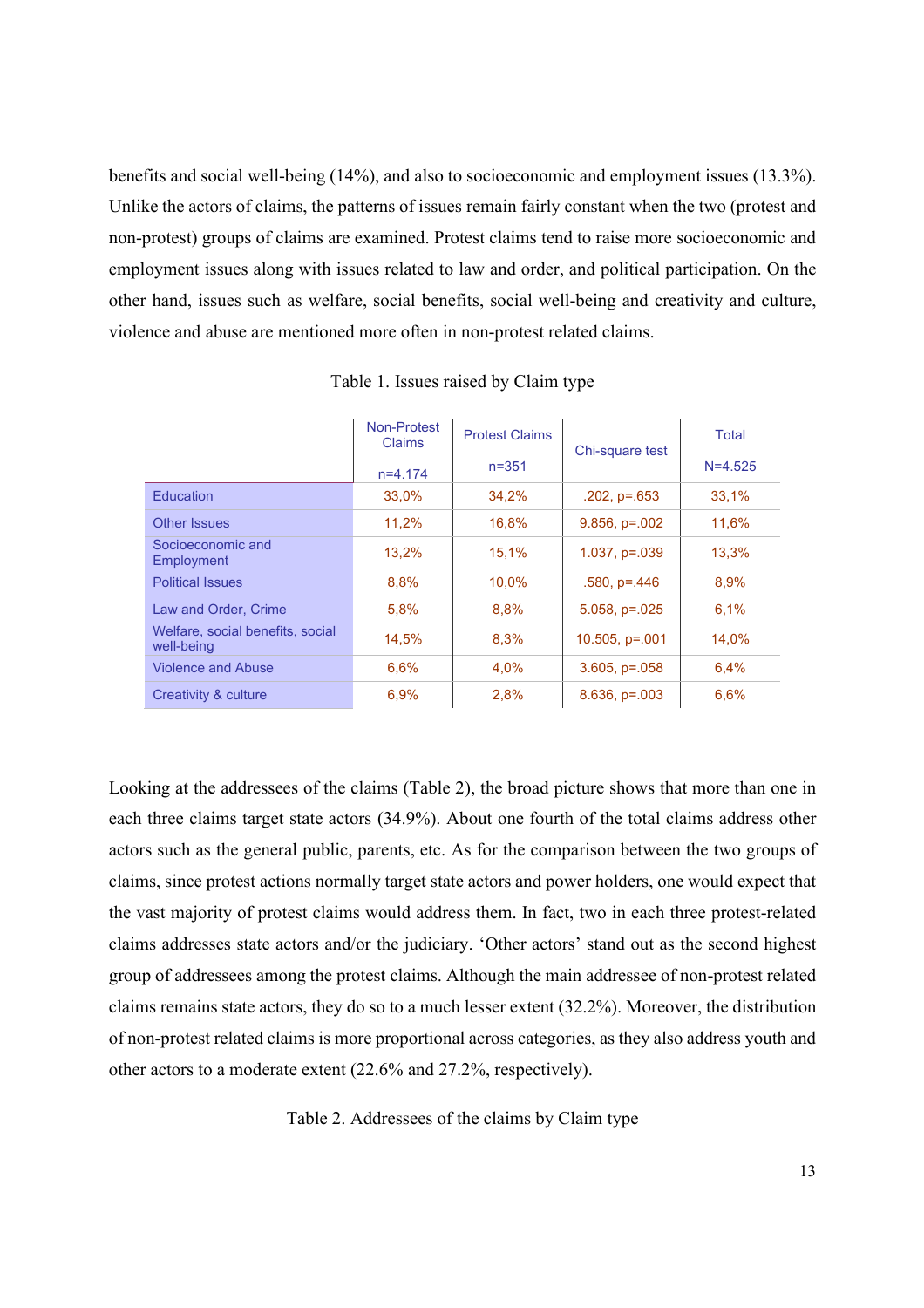benefits and social well-being (14%), and also to socioeconomic and employment issues (13.3%). Unlike the actors of claims, the patterns of issues remain fairly constant when the two (protest and non-protest) groups of claims are examined. Protest claims tend to raise more socioeconomic and employment issues along with issues related to law and order, and political participation. On the other hand, issues such as welfare, social benefits, social well-being and creativity and culture, violence and abuse are mentioned more often in non-protest related claims.

Table 1. Issues raised by Claim type

| | Non-Protest Claims n=4.174 | Protest Claims n=351 | Chi-square test | Total N=4.525 |
|---|---|---|---|---|
| Education | 33,0% | 34,2% | .202, p=.653 | 33,1% |
| Other Issues | 11,2% | 16,8% | 9.856, p=.002 | 11,6% |
| Socioeconomic and Employment | 13,2% | 15,1% | 1.037, p=.039 | 13,3% |
| Political Issues | 8,8% | 10,0% | .580, p=.446 | 8,9% |
| Law and Order, Crime | 5,8% | 8,8% | 5.058, p=.025 | 6,1% |
| Welfare, social benefits, social well-being | 14,5% | 8,3% | 10.505, p=.001 | 14,0% |
| Violence and Abuse | 6,6% | 4,0% | 3.605, p=.058 | 6,4% |
| Creativity & culture | 6,9% | 2,8% | 8.636, p=.003 | 6,6% |

Looking at the addressees of the claims (Table 2), the broad picture shows that more than one in each three claims target state actors (34.9%). About one fourth of the total claims address other actors such as the general public, parents, etc. As for the comparison between the two groups of claims, since protest actions normally target state actors and power holders, one would expect that the vast majority of protest claims would address them. In fact, two in each three protest-related claims addresses state actors and/or the judiciary. 'Other actors' stand out as the second highest group of addressees among the protest claims. Although the main addressee of non-protest related claims remains state actors, they do so to a much lesser extent (32.2%). Moreover, the distribution of non-protest related claims is more proportional across categories, as they also address youth and other actors to a moderate extent (22.6% and 27.2%, respectively).

Table 2. Addressees of the claims by Claim type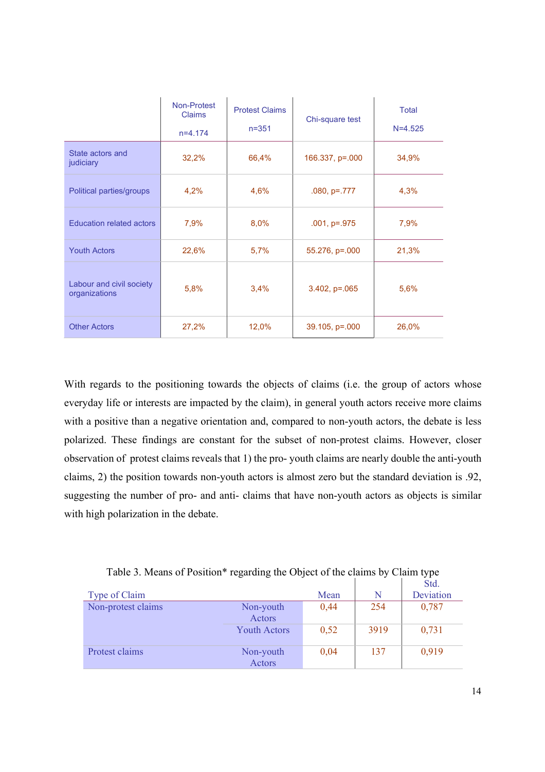| | Non-Protest Claims n=4.174 | Protest Claims n=351 | Chi-square test | Total N=4.525 |
|---|---|---|---|---|
| State actors and judiciary | 32,2% | 66,4% | 166.337, p=.000 | 34,9% |
| Political parties/groups | 4,2% | 4,6% | .080, p=.777 | 4,3% |
| Education related actors | 7,9% | 8,0% | .001, p=.975 | 7,9% |
| Youth Actors | 22,6% | 5,7% | 55.276, p=.000 | 21,3% |
| Labour and civil society organizations | 5,8% | 3,4% | 3.402, p=.065 | 5,6% |
| Other Actors | 27,2% | 12,0% | 39.105, p=.000 | 26,0% |

With regards to the positioning towards the objects of claims (i.e. the group of actors whose everyday life or interests are impacted by the claim), in general youth actors receive more claims with a positive than a negative orientation and, compared to non-youth actors, the debate is less polarized. These findings are constant for the subset of non-protest claims. However, closer observation of protest claims reveals that 1) the pro- youth claims are nearly double the anti-youth claims, 2) the position towards non-youth actors is almost zero but the standard deviation is .92, suggesting the number of pro- and anti- claims that have non-youth actors as objects is similar with high polarization in the debate.

Table 3. Means of Position* regarding the Object of the claims by Claim type

| Type of Claim | | Mean | N | Std. Deviation |
|---|---|---|---|---|
| Non-protest claims | Non-youth Actors | 0,44 | 254 | 0,787 |
| | Youth Actors | 0,52 | 3919 | 0,731 |
| Protest claims | Non-youth Actors | 0,04 | 137 | 0,919 |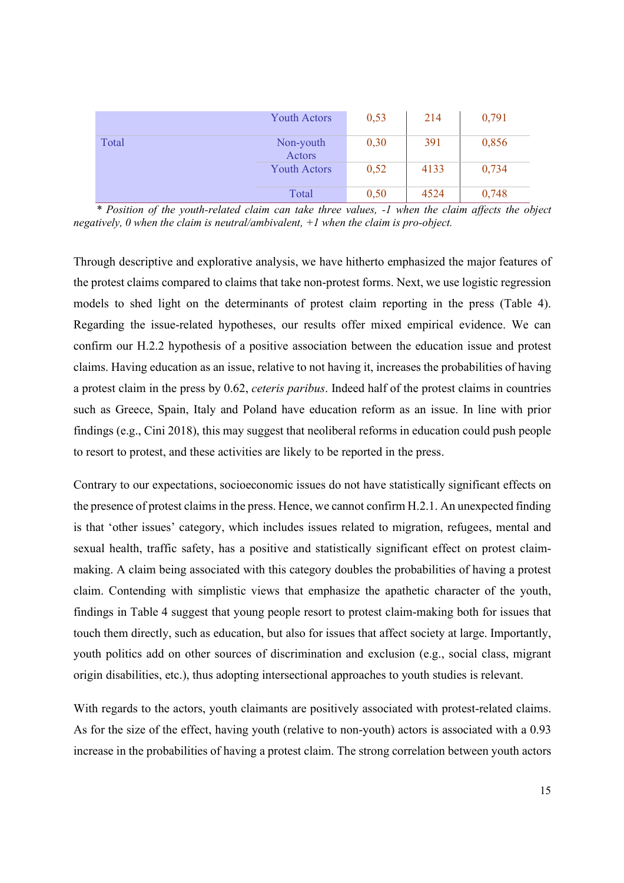| | | | | |
|---|---|---|---|---|
| | Youth Actors | 0,53 | 214 | 0,791 |
| Total | Non-youth Actors | 0,30 | 391 | 0,856 |
| | Youth Actors | 0,52 | 4133 | 0,734 |
| | Total | 0,50 | 4524 | 0,748 |

*\* Position of the youth-related claim can take three values, -1 when the claim affects the object negatively, 0 when the claim is neutral/ambivalent, +1 when the claim is pro-object.*

Through descriptive and explorative analysis, we have hitherto emphasized the major features of the protest claims compared to claims that take non-protest forms. Next, we use logistic regression models to shed light on the determinants of protest claim reporting in the press (Table 4). Regarding the issue-related hypotheses, our results offer mixed empirical evidence. We can confirm our H.2.2 hypothesis of a positive association between the education issue and protest claims. Having education as an issue, relative to not having it, increases the probabilities of having a protest claim in the press by 0.62, *ceteris paribus*. Indeed half of the protest claims in countries such as Greece, Spain, Italy and Poland have education reform as an issue. In line with prior findings (e.g., Cini 2018), this may suggest that neoliberal reforms in education could push people to resort to protest, and these activities are likely to be reported in the press.

Contrary to our expectations, socioeconomic issues do not have statistically significant effects on the presence of protest claims in the press. Hence, we cannot confirm H.2.1. An unexpected finding is that 'other issues' category, which includes issues related to migration, refugees, mental and sexual health, traffic safety, has a positive and statistically significant effect on protest claim-making. A claim being associated with this category doubles the probabilities of having a protest claim. Contending with simplistic views that emphasize the apathetic character of the youth, findings in Table 4 suggest that young people resort to protest claim-making both for issues that touch them directly, such as education, but also for issues that affect society at large. Importantly, youth politics add on other sources of discrimination and exclusion (e.g., social class, migrant origin disabilities, etc.), thus adopting intersectional approaches to youth studies is relevant.

With regards to the actors, youth claimants are positively associated with protest-related claims. As for the size of the effect, having youth (relative to non-youth) actors is associated with a 0.93 increase in the probabilities of having a protest claim. The strong correlation between youth actors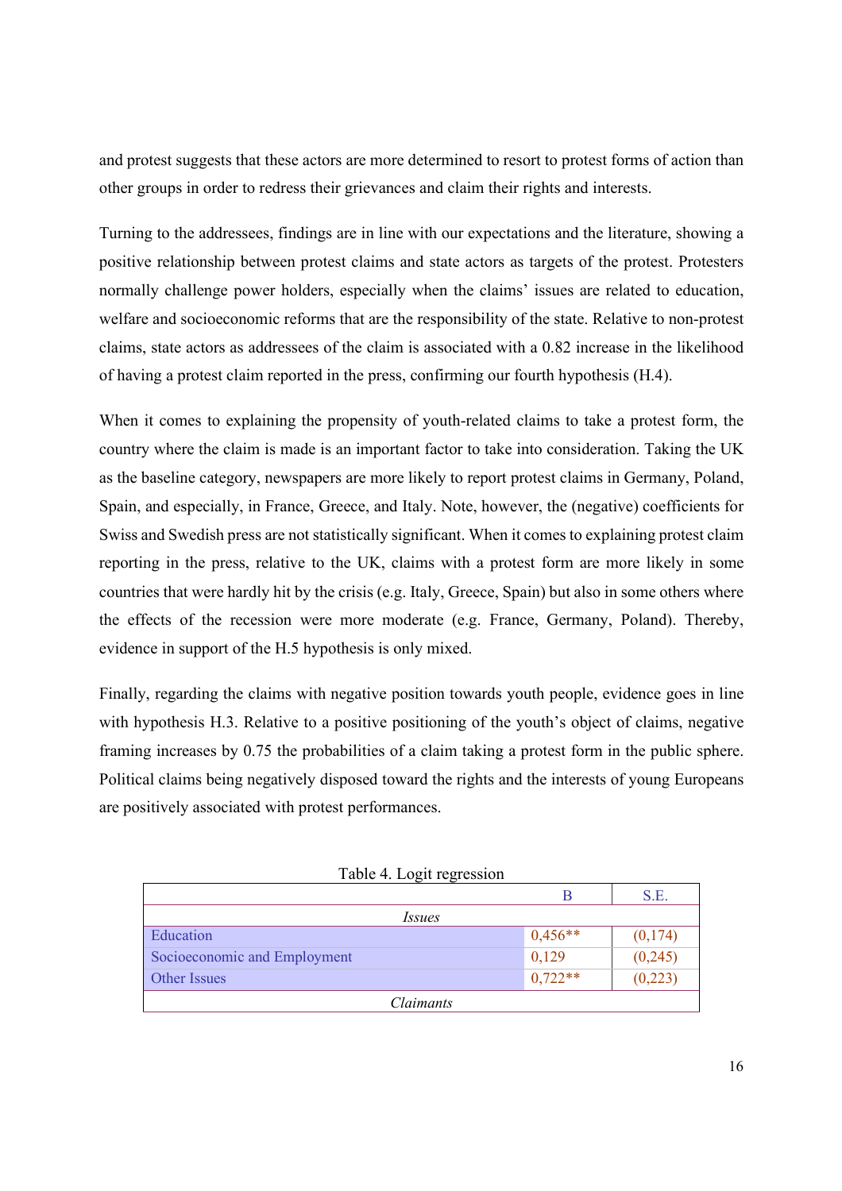and protest suggests that these actors are more determined to resort to protest forms of action than other groups in order to redress their grievances and claim their rights and interests.

Turning to the addressees, findings are in line with our expectations and the literature, showing a positive relationship between protest claims and state actors as targets of the protest. Protesters normally challenge power holders, especially when the claims' issues are related to education, welfare and socioeconomic reforms that are the responsibility of the state. Relative to non-protest claims, state actors as addressees of the claim is associated with a 0.82 increase in the likelihood of having a protest claim reported in the press, confirming our fourth hypothesis (H.4).

When it comes to explaining the propensity of youth-related claims to take a protest form, the country where the claim is made is an important factor to take into consideration. Taking the UK as the baseline category, newspapers are more likely to report protest claims in Germany, Poland, Spain, and especially, in France, Greece, and Italy. Note, however, the (negative) coefficients for Swiss and Swedish press are not statistically significant. When it comes to explaining protest claim reporting in the press, relative to the UK, claims with a protest form are more likely in some countries that were hardly hit by the crisis (e.g. Italy, Greece, Spain) but also in some others where the effects of the recession were more moderate (e.g. France, Germany, Poland). Thereby, evidence in support of the H.5 hypothesis is only mixed.

Finally, regarding the claims with negative position towards youth people, evidence goes in line with hypothesis H.3. Relative to a positive positioning of the youth's object of claims, negative framing increases by 0.75 the probabilities of a claim taking a protest form in the public sphere. Political claims being negatively disposed toward the rights and the interests of young Europeans are positively associated with protest performances.

Table 4. Logit regression

| | B | S.E. |
|---|---|---|
| *Issues* | | |
| Education | 0,456** | (0,174) |
| Socioeconomic and Employment | 0,129 | (0,245) |
| Other Issues | 0,722** | (0,223) |
| *Claimants* | | |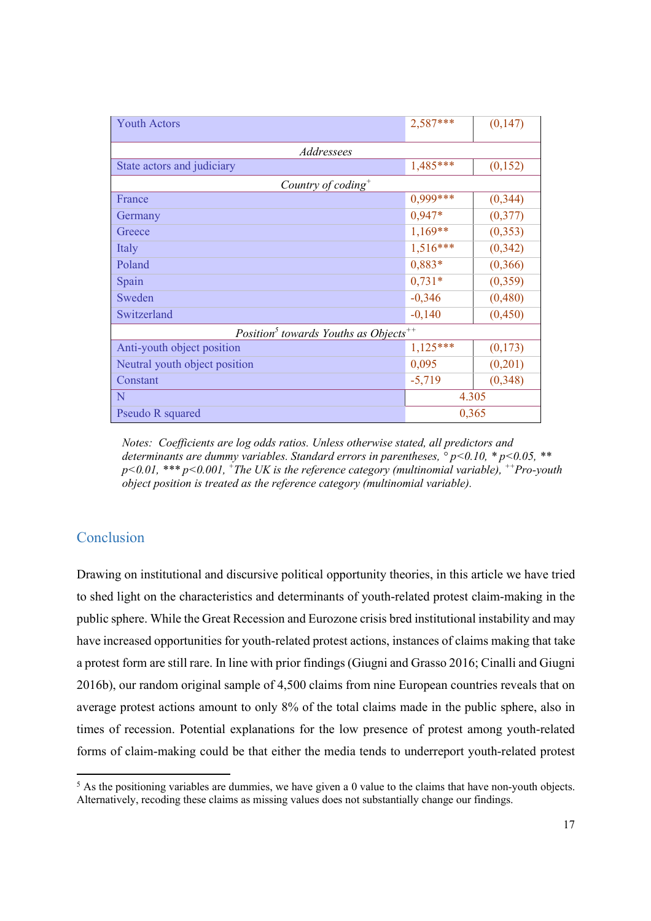| | | |
|---|---|---|
| Youth Actors | 2,587*** | (0,147) |
| *Addressees* | | |
| State actors and judiciary | 1,485*** | (0,152) |
| *Country of coding*[+] | | |
| France | 0,999*** | (0,344) |
| Germany | 0,947* | (0,377) |
| Greece | 1,169** | (0,353) |
| Italy | 1,516*** | (0,342) |
| Poland | 0,883* | (0,366) |
| Spain | 0,731* | (0,359) |
| Sweden | -0,346 | (0,480) |
| Switzerland | -0,140 | (0,450) |
| *Position*[5] *towards Youths as Objects*[++] | | |
| Anti-youth object position | 1,125*** | (0,173) |
| Neutral youth object position | 0,095 | (0,201) |
| Constant | -5,719 | (0,348) |
| N | 4.305 | |
| Pseudo R squared | 0,365 | |

*Notes: Coefficients are log odds ratios. Unless otherwise stated, all predictors and determinants are dummy variables. Standard errors in parentheses, ° p<0.10, * p<0.05, ** p<0.01, *** p<0.001, [+]The UK is the reference category (multinomial variable), [++]Pro-youth object position is treated as the reference category (multinomial variable).*

## Conclusion

Drawing on institutional and discursive political opportunity theories, in this article we have tried to shed light on the characteristics and determinants of youth-related protest claim-making in the public sphere. While the Great Recession and Eurozone crisis bred institutional instability and may have increased opportunities for youth-related protest actions, instances of claims making that take a protest form are still rare. In line with prior findings (Giugni and Grasso 2016; Cinalli and Giugni 2016b), our random original sample of 4,500 claims from nine European countries reveals that on average protest actions amount to only 8% of the total claims made in the public sphere, also in times of recession. Potential explanations for the low presence of protest among youth-related forms of claim-making could be that either the media tends to underreport youth-related protest

[5] As the positioning variables are dummies, we have given a 0 value to the claims that have non-youth objects. Alternatively, recoding these claims as missing values does not substantially change our findings.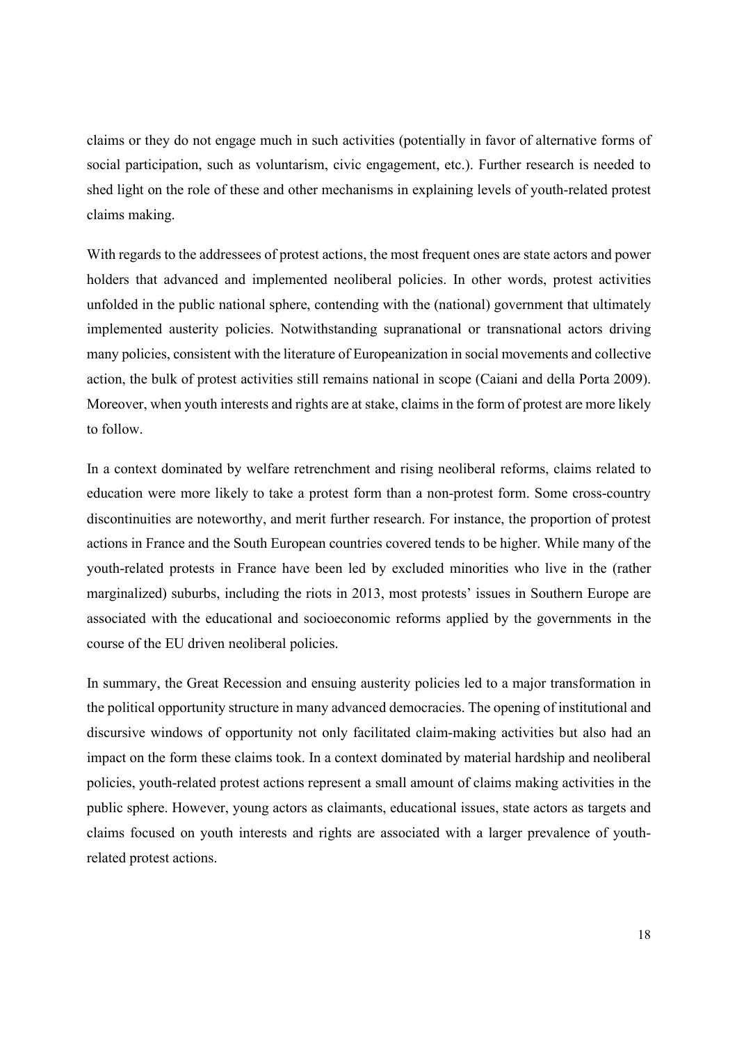claims or they do not engage much in such activities (potentially in favor of alternative forms of social participation, such as voluntarism, civic engagement, etc.). Further research is needed to shed light on the role of these and other mechanisms in explaining levels of youth-related protest claims making.

With regards to the addressees of protest actions, the most frequent ones are state actors and power holders that advanced and implemented neoliberal policies. In other words, protest activities unfolded in the public national sphere, contending with the (national) government that ultimately implemented austerity policies. Notwithstanding supranational or transnational actors driving many policies, consistent with the literature of Europeanization in social movements and collective action, the bulk of protest activities still remains national in scope (Caiani and della Porta 2009). Moreover, when youth interests and rights are at stake, claims in the form of protest are more likely to follow.

In a context dominated by welfare retrenchment and rising neoliberal reforms, claims related to education were more likely to take a protest form than a non-protest form. Some cross-country discontinuities are noteworthy, and merit further research. For instance, the proportion of protest actions in France and the South European countries covered tends to be higher. While many of the youth-related protests in France have been led by excluded minorities who live in the (rather marginalized) suburbs, including the riots in 2013, most protests' issues in Southern Europe are associated with the educational and socioeconomic reforms applied by the governments in the course of the EU driven neoliberal policies.

In summary, the Great Recession and ensuing austerity policies led to a major transformation in the political opportunity structure in many advanced democracies. The opening of institutional and discursive windows of opportunity not only facilitated claim-making activities but also had an impact on the form these claims took. In a context dominated by material hardship and neoliberal policies, youth-related protest actions represent a small amount of claims making activities in the public sphere. However, young actors as claimants, educational issues, state actors as targets and claims focused on youth interests and rights are associated with a larger prevalence of youth-related protest actions.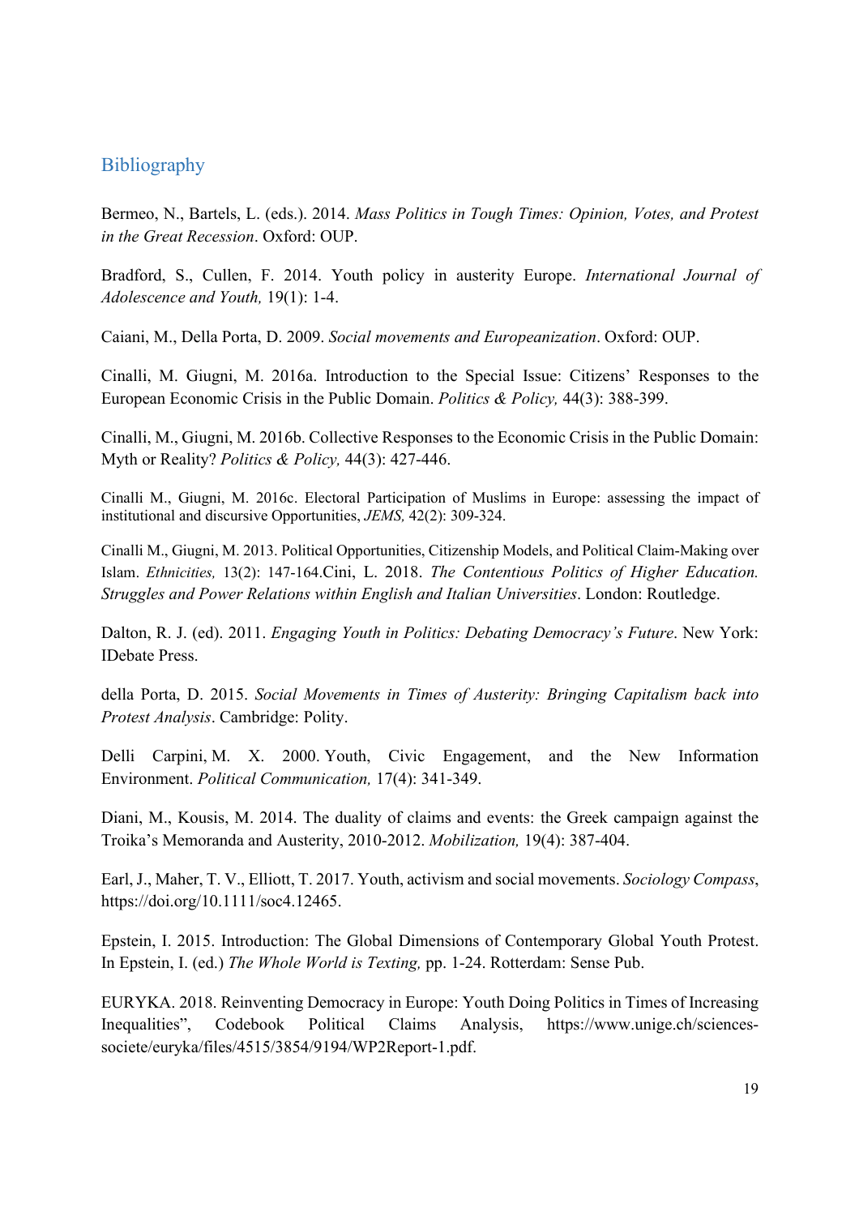## Bibliography

Bermeo, N., Bartels, L. (eds.). 2014. *Mass Politics in Tough Times: Opinion, Votes, and Protest in the Great Recession*. Oxford: OUP.

Bradford, S., Cullen, F. 2014. Youth policy in austerity Europe. *International Journal of Adolescence and Youth,* 19(1): 1-4.

Caiani, M., Della Porta, D. 2009. *Social movements and Europeanization*. Oxford: OUP.

Cinalli, M. Giugni, M. 2016a. Introduction to the Special Issue: Citizens' Responses to the European Economic Crisis in the Public Domain. *Politics & Policy,* 44(3): 388-399.

Cinalli, M., Giugni, M. 2016b. Collective Responses to the Economic Crisis in the Public Domain: Myth or Reality? *Politics & Policy,* 44(3): 427-446.

Cinalli M., Giugni, M. 2016c. Electoral Participation of Muslims in Europe: assessing the impact of institutional and discursive Opportunities, *JEMS,* 42(2): 309-324.

Cinalli M., Giugni, M. 2013. Political Opportunities, Citizenship Models, and Political Claim-Making over Islam. *Ethnicities,* 13(2): 147-164.Cini, L. 2018. *The Contentious Politics of Higher Education. Struggles and Power Relations within English and Italian Universities*. London: Routledge.

Dalton, R. J. (ed). 2011. *Engaging Youth in Politics: Debating Democracy's Future*. New York: IDebate Press.

della Porta, D. 2015. *Social Movements in Times of Austerity: Bringing Capitalism back into Protest Analysis*. Cambridge: Polity.

Delli Carpini, M. X. 2000. Youth, Civic Engagement, and the New Information Environment. *Political Communication,* 17(4): 341-349.

Diani, M., Kousis, M. 2014. The duality of claims and events: the Greek campaign against the Troika's Memoranda and Austerity, 2010-2012. *Mobilization,* 19(4): 387-404.

Earl, J., Maher, T. V., Elliott, T. 2017. Youth, activism and social movements. *Sociology Compass*, https://doi.org/10.1111/soc4.12465.

Epstein, I. 2015. Introduction: The Global Dimensions of Contemporary Global Youth Protest. In Epstein, I. (ed.) *The Whole World is Texting,* pp. 1-24. Rotterdam: Sense Pub.

EURYKA. 2018. Reinventing Democracy in Europe: Youth Doing Politics in Times of Increasing Inequalities", Codebook Political Claims Analysis, https://www.unige.ch/sciences-societe/euryka/files/4515/3854/9194/WP2Report-1.pdf.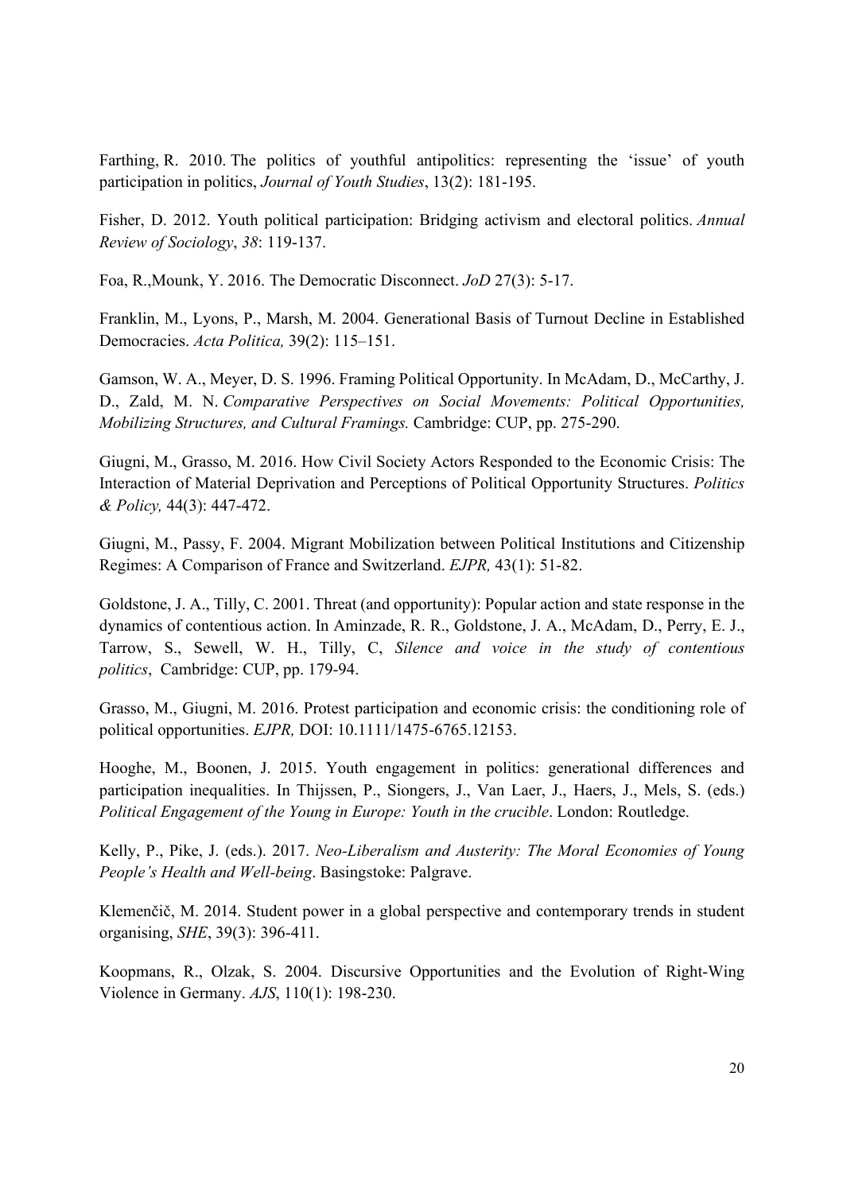Farthing, R. 2010. The politics of youthful antipolitics: representing the 'issue' of youth participation in politics, *Journal of Youth Studies*, 13(2): 181-195.

Fisher, D. 2012. Youth political participation: Bridging activism and electoral politics. *Annual Review of Sociology*, *38*: 119-137.

Foa, R.,Mounk, Y. 2016. The Democratic Disconnect. *JoD* 27(3): 5-17.

Franklin, M., Lyons, P., Marsh, M. 2004. Generational Basis of Turnout Decline in Established Democracies. *Acta Politica,* 39(2): 115–151.

Gamson, W. A., Meyer, D. S. 1996. Framing Political Opportunity. In McAdam, D., McCarthy, J. D., Zald, M. N. *Comparative Perspectives on Social Movements: Political Opportunities, Mobilizing Structures, and Cultural Framings.* Cambridge: CUP, pp. 275-290.

Giugni, M., Grasso, M. 2016. How Civil Society Actors Responded to the Economic Crisis: The Interaction of Material Deprivation and Perceptions of Political Opportunity Structures. *Politics & Policy,* 44(3): 447-472.

Giugni, M., Passy, F. 2004. Migrant Mobilization between Political Institutions and Citizenship Regimes: A Comparison of France and Switzerland. *EJPR,* 43(1): 51-82.

Goldstone, J. A., Tilly, C. 2001. Threat (and opportunity): Popular action and state response in the dynamics of contentious action. In Aminzade, R. R., Goldstone, J. A., McAdam, D., Perry, E. J., Tarrow, S., Sewell, W. H., Tilly, C, *Silence and voice in the study of contentious politics*, Cambridge: CUP, pp. 179-94.

Grasso, M., Giugni, M. 2016. Protest participation and economic crisis: the conditioning role of political opportunities. *EJPR,* DOI: 10.1111/1475-6765.12153.

Hooghe, M., Boonen, J. 2015. Youth engagement in politics: generational differences and participation inequalities. In Thijssen, P., Siongers, J., Van Laer, J., Haers, J., Mels, S. (eds.) *Political Engagement of the Young in Europe: Youth in the crucible*. London: Routledge.

Kelly, P., Pike, J. (eds.). 2017. *Neo-Liberalism and Austerity: The Moral Economies of Young People's Health and Well-being*. Basingstoke: Palgrave.

Klemenčič, M. 2014. Student power in a global perspective and contemporary trends in student organising, *SHE*, 39(3): 396-411.

Koopmans, R., Olzak, S. 2004. Discursive Opportunities and the Evolution of Right-Wing Violence in Germany. *AJS*, 110(1): 198-230.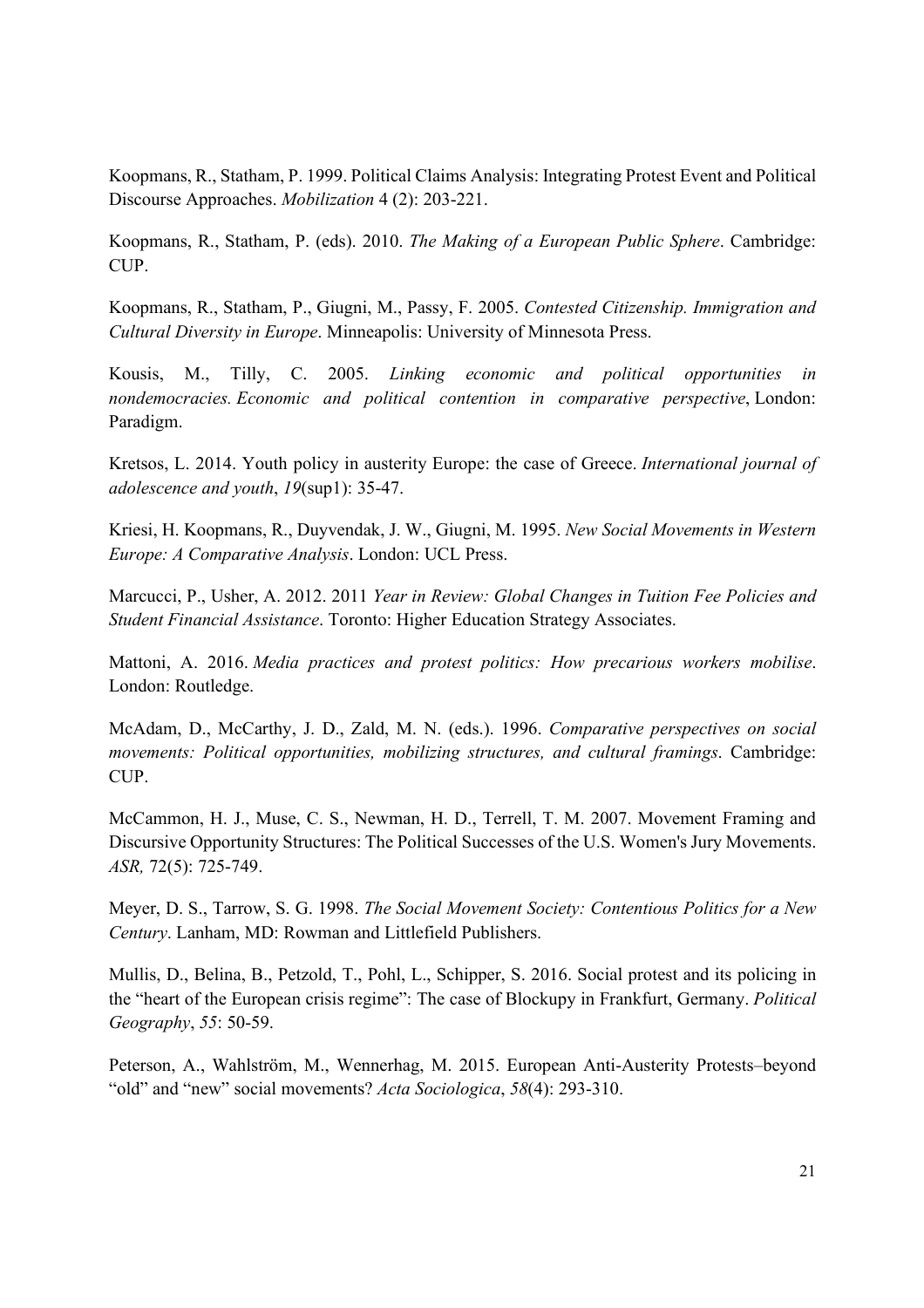Koopmans, R., Statham, P. 1999. Political Claims Analysis: Integrating Protest Event and Political Discourse Approaches. *Mobilization* 4 (2): 203-221.

Koopmans, R., Statham, P. (eds). 2010. *The Making of a European Public Sphere*. Cambridge: CUP.

Koopmans, R., Statham, P., Giugni, M., Passy, F. 2005. *Contested Citizenship. Immigration and Cultural Diversity in Europe*. Minneapolis: University of Minnesota Press.

Kousis, M., Tilly, C. 2005. *Linking economic and political opportunities in nondemocracies. Economic and political contention in comparative perspective*, London: Paradigm.

Kretsos, L. 2014. Youth policy in austerity Europe: the case of Greece. *International journal of adolescence and youth*, *19*(sup1): 35-47.

Kriesi, H. Koopmans, R., Duyvendak, J. W., Giugni, M. 1995. *New Social Movements in Western Europe: A Comparative Analysis*. London: UCL Press.

Marcucci, P., Usher, A. 2012. 2011 *Year in Review: Global Changes in Tuition Fee Policies and Student Financial Assistance*. Toronto: Higher Education Strategy Associates.

Mattoni, A. 2016. *Media practices and protest politics: How precarious workers mobilise*. London: Routledge.

McAdam, D., McCarthy, J. D., Zald, M. N. (eds.). 1996. *Comparative perspectives on social movements: Political opportunities, mobilizing structures, and cultural framings*. Cambridge: CUP.

McCammon, H. J., Muse, C. S., Newman, H. D., Terrell, T. M. 2007. Movement Framing and Discursive Opportunity Structures: The Political Successes of the U.S. Women's Jury Movements. *ASR,* 72(5): 725-749.

Meyer, D. S., Tarrow, S. G. 1998. *The Social Movement Society: Contentious Politics for a New Century*. Lanham, MD: Rowman and Littlefield Publishers.

Mullis, D., Belina, B., Petzold, T., Pohl, L., Schipper, S. 2016. Social protest and its policing in the "heart of the European crisis regime": The case of Blockupy in Frankfurt, Germany. *Political Geography*, *55*: 50-59.

Peterson, A., Wahlström, M., Wennerhag, M. 2015. European Anti-Austerity Protests–beyond "old" and "new" social movements? *Acta Sociologica*, *58*(4): 293-310.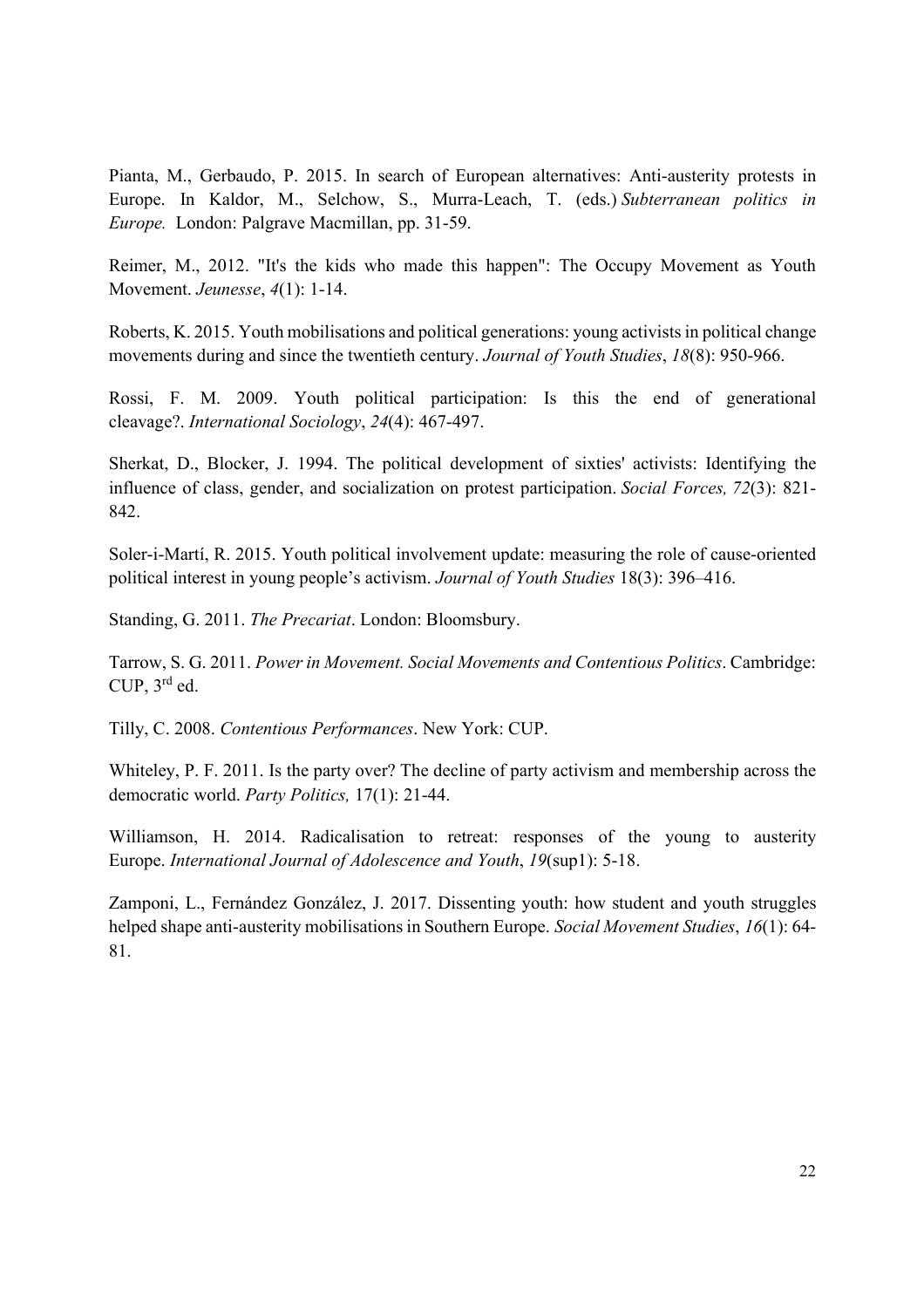Pianta, M., Gerbaudo, P. 2015. In search of European alternatives: Anti-austerity protests in Europe. In Kaldor, M., Selchow, S., Murra-Leach, T. (eds.) *Subterranean politics in Europe.* London: Palgrave Macmillan, pp. 31-59.

Reimer, M., 2012. "It's the kids who made this happen": The Occupy Movement as Youth Movement. *Jeunesse*, *4*(1): 1-14.

Roberts, K. 2015. Youth mobilisations and political generations: young activists in political change movements during and since the twentieth century. *Journal of Youth Studies*, *18*(8): 950-966.

Rossi, F. M. 2009. Youth political participation: Is this the end of generational cleavage?. *International Sociology*, *24*(4): 467-497.

Sherkat, D., Blocker, J. 1994. The political development of sixties' activists: Identifying the influence of class, gender, and socialization on protest participation. *Social Forces, 72*(3): 821-842.

Soler-i-Martí, R. 2015. Youth political involvement update: measuring the role of cause-oriented political interest in young people's activism. *Journal of Youth Studies* 18(3): 396–416.

Standing, G. 2011. *The Precariat*. London: Bloomsbury.

Tarrow, S. G. 2011. *Power in Movement. Social Movements and Contentious Politics*. Cambridge: CUP, 3rd ed.

Tilly, C. 2008. *Contentious Performances*. New York: CUP.

Whiteley, P. F. 2011. Is the party over? The decline of party activism and membership across the democratic world. *Party Politics,* 17(1): 21-44.

Williamson, H. 2014. Radicalisation to retreat: responses of the young to austerity Europe. *International Journal of Adolescence and Youth*, *19*(sup1): 5-18.

Zamponi, L., Fernández González, J. 2017. Dissenting youth: how student and youth struggles helped shape anti-austerity mobilisations in Southern Europe. *Social Movement Studies*, *16*(1): 64-81.